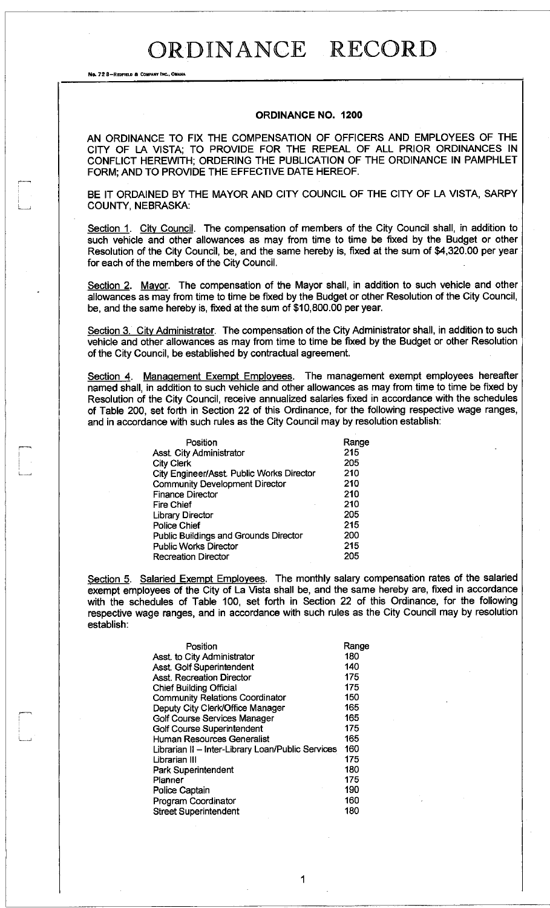# ORDINANCE RECORD

No. 72 8—REDFIELD & COMPANY INC., OMAHA

## ORDINANCE NO. 1200

AN ORDINANCE TO FIX THE COMPENSATION OF OFFICERS AND EMPLOYEES OF THE CITY OF LA VISTA; TO PROVIDE FOR THE REPEAL OF ALL PRIOR ORDINANCES IN CONFLICT HEREWITH; ORDERING THE PUBLICATION OF THE ORDINANCE IN PAMPHLET FORM; AND TO PROVIDE THE EFFECTIVE DATE HEREOF.

BE IT ORDAINED BY THE MAYOR AND CITY COUNCIL OF THE CITY OF LA VISTA, SARPY COUNTY, NEBRASKA:

Section 1. City Council. The compensation of members of the City Council shall, in addition to such vehicle and other allowances as may from time to time be fixed by the Budget or other Resolution of the City Council, be, and the same hereby is, fixed at the sum of $4,320.00 per year for each of the members of the City Council.

Section 2. Mayor. The compensation of the Mayor shall, in addition to such vehicle and other allowances as may from time to time be fixed by the Budget or other Resolution of the City Council, be, and the same hereby is, fixed at the sum of $10,800.00 per year.

Section 3. City Administrator. The compensation of the City Administrator shall, in addition to such vehicle and other allowances as may from time to time be fixed by the Budget or other Resolution of the City Council, be established by contractual agreement.

Section 4. Management Exempt Employees. The management exempt employees hereafter named shall, in addition to such vehicle and other allowances as may from time to time be fixed by Resolution of the City Council, receive annualized salaries fixed in accordance with the schedules of Table 200, set forth in Section 22 of this Ordinance, for the following respective wage ranges, and in accordance with such rules as the City Council may by resolution establish:

| Position | Range |
|---|---|
| Asst. City Administrator | 215 |
| City Clerk | 205 |
| City Engineer/Asst. Public Works Director | 210 |
| Community Development Director | 210 |
| Finance Director | 210 |
| Fire Chief | 210 |
| Library Director | 205 |
| Police Chief | 215 |
| Public Buildings and Grounds Director | 200 |
| Public Works Director | 215 |
| Recreation Director | 205 |

Section 5. Salaried Exempt Employees. The monthly salary compensation rates of the salaried exempt employees of the City of La Vista shall be, and the same hereby are, fixed in accordance with the schedules of Table 100, set forth in Section 22 of this Ordinance, for the following respective wage ranges, and in accordance with such rules as the City Council may by resolution establish:

| Position | Range |
|---|---|
| Asst. to City Administrator | 180 |
| Asst. Golf Superintendent | 140 |
| Asst. Recreation Director | 175 |
| Chief Building Official | 175 |
| Community Relations Coordinator | 150 |
| Deputy City Clerk/Office Manager | 165 |
| Golf Course Services Manager | 165 |
| Golf Course Superintendent | 175 |
| Human Resources Generalist | 165 |
| Librarian II – Inter-Library Loan/Public Services | 160 |
| Librarian III | 175 |
| Park Superintendent | 180 |
| Planner | 175 |
| Police Captain | 190 |
| Program Coordinator | 160 |
| Street Superintendent | 180 |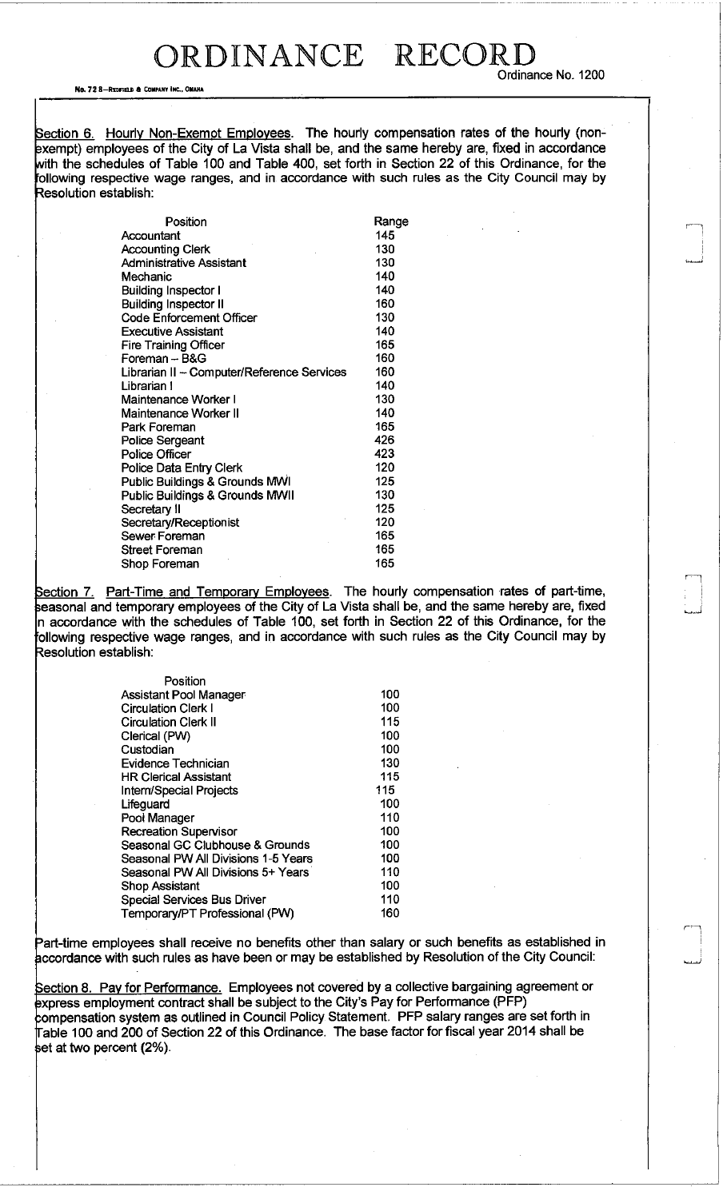# ORDINANCE RECORD

Ordinance No. 1200

Section 6. Hourly Non-Exempt Employees. The hourly compensation rates of the hourly (non-exempt) employees of the City of La Vista shall be, and the same hereby are, fixed in accordance with the schedules of Table 100 and Table 400, set forth in Section 22 of this Ordinance, for the following respective wage ranges, and in accordance with such rules as the City Council may by Resolution establish:

| Position | Range |
|---|---|
| Accountant | 145 |
| Accounting Clerk | 130 |
| Administrative Assistant | 130 |
| Mechanic | 140 |
| Building Inspector I | 140 |
| Building Inspector II | 160 |
| Code Enforcement Officer | 130 |
| Executive Assistant | 140 |
| Fire Training Officer | 165 |
| Foreman – B&G | 160 |
| Librarian II – Computer/Reference Services | 160 |
| Librarian I | 140 |
| Maintenance Worker I | 130 |
| Maintenance Worker II | 140 |
| Park Foreman | 165 |
| Police Sergeant | 426 |
| Police Officer | 423 |
| Police Data Entry Clerk | 120 |
| Public Buildings & Grounds MWI | 125 |
| Public Buildings & Grounds MWII | 130 |
| Secretary II | 125 |
| Secretary/Receptionist | 120 |
| Sewer Foreman | 165 |
| Street Foreman | 165 |
| Shop Foreman | 165 |

Section 7. Part-Time and Temporary Employees. The hourly compensation rates of part-time, seasonal and temporary employees of the City of La Vista shall be, and the same hereby are, fixed in accordance with the schedules of Table 100, set forth in Section 22 of this Ordinance, for the following respective wage ranges, and in accordance with such rules as the City Council may by Resolution establish:

| Position | |
|---|---|
| Assistant Pool Manager | 100 |
| Circulation Clerk I | 100 |
| Circulation Clerk II | 115 |
| Clerical (PW) | 100 |
| Custodian | 100 |
| Evidence Technician | 130 |
| HR Clerical Assistant | 115 |
| Intern/Special Projects | 115 |
| Lifeguard | 100 |
| Pool Manager | 110 |
| Recreation Supervisor | 100 |
| Seasonal GC Clubhouse & Grounds | 100 |
| Seasonal PW All Divisions 1-5 Years | 100 |
| Seasonal PW All Divisions 5+ Years | 110 |
| Shop Assistant | 100 |
| Special Services Bus Driver | 110 |
| Temporary/PT Professional (PW) | 160 |

Part-time employees shall receive no benefits other than salary or such benefits as established in accordance with such rules as have been or may be established by Resolution of the City Council:

Section 8. Pay for Performance. Employees not covered by a collective bargaining agreement or express employment contract shall be subject to the City's Pay for Performance (PFP) compensation system as outlined in Council Policy Statement. PFP salary ranges are set forth in Table 100 and 200 of Section 22 of this Ordinance. The base factor for fiscal year 2014 shall be set at two percent (2%).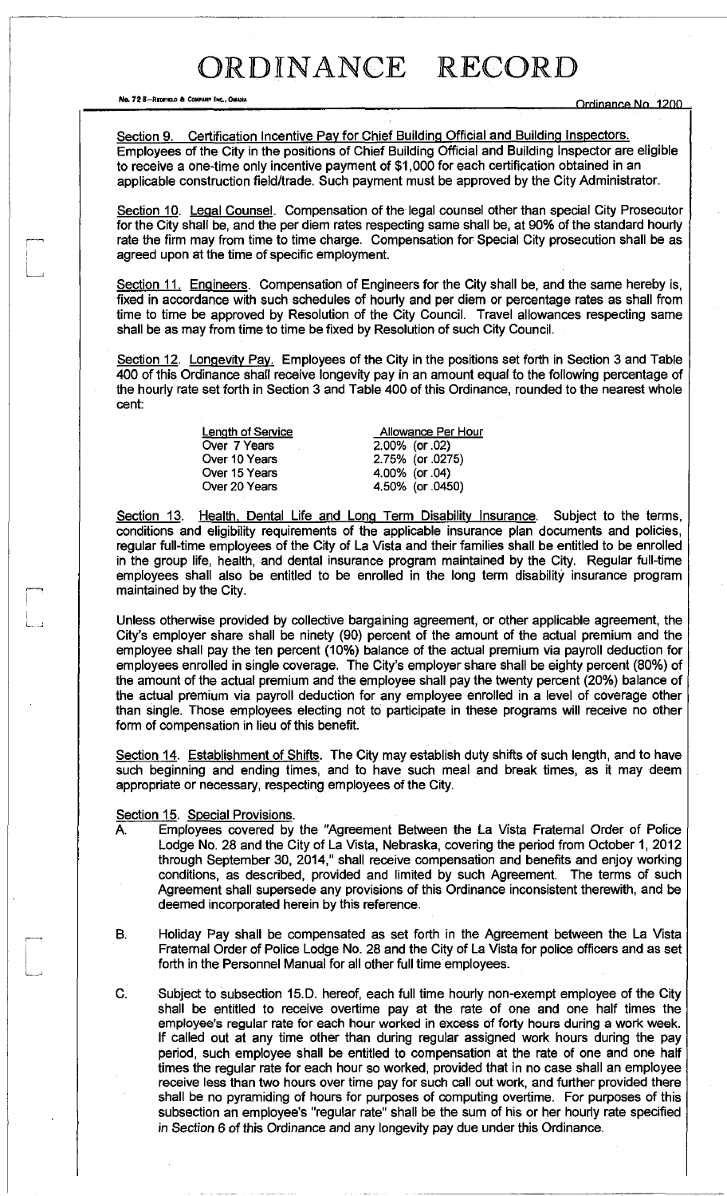Section 9. Certification Incentive Pay for Chief Building Official and Building Inspectors. Employees of the City in the positions of Chief Building Official and Building Inspector are eligible to receive a one-time only incentive payment of $1,000 for each certification obtained in an applicable construction field/trade. Such payment must be approved by the City Administrator.

Section 10. Legal Counsel. Compensation of the legal counsel other than special City Prosecutor for the City shall be, and the per diem rates respecting same shall be, at 90% of the standard hourly rate the firm may from time to time charge. Compensation for Special City prosecution shall be as agreed upon at the time of specific employment.

Section 11. Engineers. Compensation of Engineers for the City shall be, and the same hereby is, fixed in accordance with such schedules of hourly and per diem or percentage rates as shall from time to time be approved by Resolution of the City Council. Travel allowances respecting same shall be as may from time to time be fixed by Resolution of such City Council.

Section 12. Longevity Pay. Employees of the City in the positions set forth in Section 3 and Table 400 of this Ordinance shall receive longevity pay in an amount equal to the following percentage of the hourly rate set forth in Section 3 and Table 400 of this Ordinance, rounded to the nearest whole cent:

| Length of Service | Allowance Per Hour |
|---|---|
| Over 7 Years | 2.00% (or .02) |
| Over 10 Years | 2.75% (or .0275) |
| Over 15 Years | 4.00% (or .04) |
| Over 20 Years | 4.50% (or .0450) |

Section 13. Health, Dental Life and Long Term Disability Insurance. Subject to the terms, conditions and eligibility requirements of the applicable insurance plan documents and policies, regular full-time employees of the City of La Vista and their families shall be entitled to be enrolled in the group life, health, and dental insurance program maintained by the City. Regular full-time employees shall also be entitled to be enrolled in the long term disability insurance program maintained by the City.

Unless otherwise provided by collective bargaining agreement, or other applicable agreement, the City's employer share shall be ninety (90) percent of the amount of the actual premium and the employee shall pay the ten percent (10%) balance of the actual premium via payroll deduction for employees enrolled in single coverage. The City's employer share shall be eighty percent (80%) of the amount of the actual premium and the employee shall pay the twenty percent (20%) balance of the actual premium via payroll deduction for any employee enrolled in a level of coverage other than single. Those employees electing not to participate in these programs will receive no other form of compensation in lieu of this benefit.

Section 14. Establishment of Shifts. The City may establish duty shifts of such length, and to have such beginning and ending times, and to have such meal and break times, as it may deem appropriate or necessary, respecting employees of the City.

Section 15. Special Provisions.

A. Employees covered by the "Agreement Between the La Vista Fraternal Order of Police Lodge No. 28 and the City of La Vista, Nebraska, covering the period from October 1, 2012 through September 30, 2014," shall receive compensation and benefits and enjoy working conditions, as described, provided and limited by such Agreement. The terms of such Agreement shall supersede any provisions of this Ordinance inconsistent therewith, and be deemed incorporated herein by this reference.

B. Holiday Pay shall be compensated as set forth in the Agreement between the La Vista Fraternal Order of Police Lodge No. 28 and the City of La Vista for police officers and as set forth in the Personnel Manual for all other full time employees.

C. Subject to subsection 15.D. hereof, each full time hourly non-exempt employee of the City shall be entitled to receive overtime pay at the rate of one and one half times the employee's regular rate for each hour worked in excess of forty hours during a work week. If called out at any time other than during regular assigned work hours during the pay period, such employee shall be entitled to compensation at the rate of one and one half times the regular rate for each hour so worked, provided that in no case shall an employee receive less than two hours over time pay for such call out work, and further provided there shall be no pyramiding of hours for purposes of computing overtime. For purposes of this subsection an employee's "regular rate" shall be the sum of his or her hourly rate specified in Section 6 of this Ordinance and any longevity pay due under this Ordinance.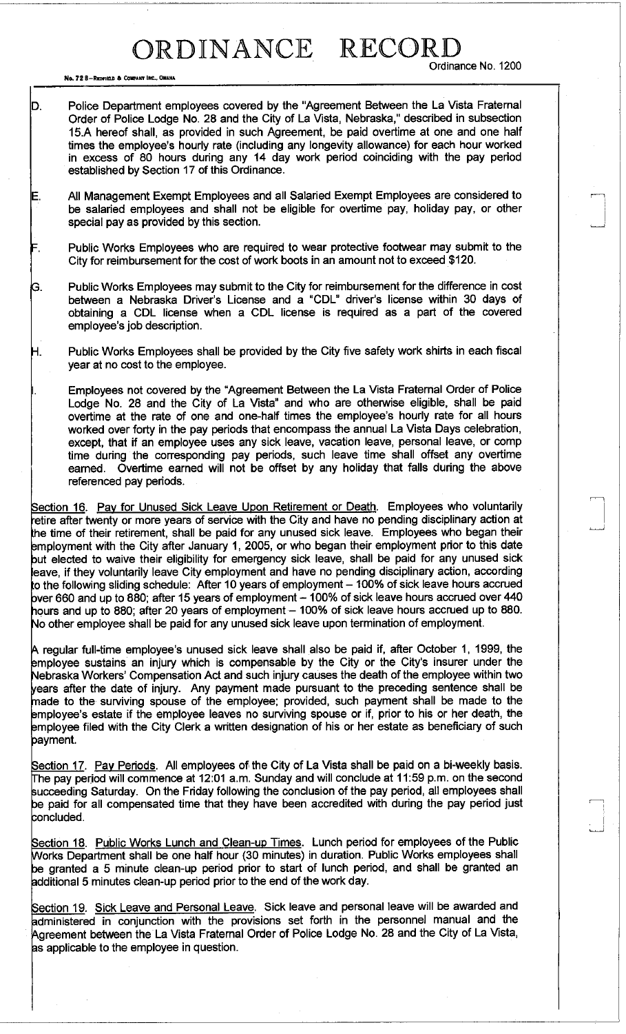D. Police Department employees covered by the "Agreement Between the La Vista Fraternal Order of Police Lodge No. 28 and the City of La Vista, Nebraska," described in subsection 15.A hereof shall, as provided in such Agreement, be paid overtime at one and one half times the employee's hourly rate (including any longevity allowance) for each hour worked in excess of 80 hours during any 14 day work period coinciding with the pay period established by Section 17 of this Ordinance.

E. All Management Exempt Employees and all Salaried Exempt Employees are considered to be salaried employees and shall not be eligible for overtime pay, holiday pay, or other special pay as provided by this section.

F. Public Works Employees who are required to wear protective footwear may submit to the City for reimbursement for the cost of work boots in an amount not to exceed $120.

G. Public Works Employees may submit to the City for reimbursement for the difference in cost between a Nebraska Driver's License and a "CDL" driver's license within 30 days of obtaining a CDL license when a CDL license is required as a part of the covered employee's job description.

H. Public Works Employees shall be provided by the City five safety work shirts in each fiscal year at no cost to the employee.

I. Employees not covered by the "Agreement Between the La Vista Fraternal Order of Police Lodge No. 28 and the City of La Vista" and who are otherwise eligible, shall be paid overtime at the rate of one and one-half times the employee's hourly rate for all hours worked over forty in the pay periods that encompass the annual La Vista Days celebration, except, that if an employee uses any sick leave, vacation leave, personal leave, or comp time during the corresponding pay periods, such leave time shall offset any overtime earned. Overtime earned will not be offset by any holiday that falls during the above referenced pay periods.

Section 16. Pay for Unused Sick Leave Upon Retirement or Death. Employees who voluntarily retire after twenty or more years of service with the City and have no pending disciplinary action at the time of their retirement, shall be paid for any unused sick leave. Employees who began their employment with the City after January 1, 2005, or who began their employment prior to this date but elected to waive their eligibility for emergency sick leave, shall be paid for any unused sick leave, if they voluntarily leave City employment and have no pending disciplinary action, according to the following sliding schedule: After 10 years of employment – 100% of sick leave hours accrued over 660 and up to 880; after 15 years of employment – 100% of sick leave hours accrued over 440 hours and up to 880; after 20 years of employment – 100% of sick leave hours accrued up to 880. No other employee shall be paid for any unused sick leave upon termination of employment.

A regular full-time employee's unused sick leave shall also be paid if, after October 1, 1999, the employee sustains an injury which is compensable by the City or the City's insurer under the Nebraska Workers' Compensation Act and such injury causes the death of the employee within two years after the date of injury. Any payment made pursuant to the preceding sentence shall be made to the surviving spouse of the employee; provided, such payment shall be made to the employee's estate if the employee leaves no surviving spouse or if, prior to his or her death, the employee filed with the City Clerk a written designation of his or her estate as beneficiary of such payment.

Section 17. Pay Periods. All employees of the City of La Vista shall be paid on a bi-weekly basis. The pay period will commence at 12:01 a.m. Sunday and will conclude at 11:59 p.m. on the second succeeding Saturday. On the Friday following the conclusion of the pay period, all employees shall be paid for all compensated time that they have been accredited with during the pay period just concluded.

Section 18. Public Works Lunch and Clean-up Times. Lunch period for employees of the Public Works Department shall be one half hour (30 minutes) in duration. Public Works employees shall be granted a 5 minute clean-up period prior to start of lunch period, and shall be granted an additional 5 minutes clean-up period prior to the end of the work day.

Section 19. Sick Leave and Personal Leave. Sick leave and personal leave will be awarded and administered in conjunction with the provisions set forth in the personnel manual and the Agreement between the La Vista Fraternal Order of Police Lodge No. 28 and the City of La Vista, as applicable to the employee in question.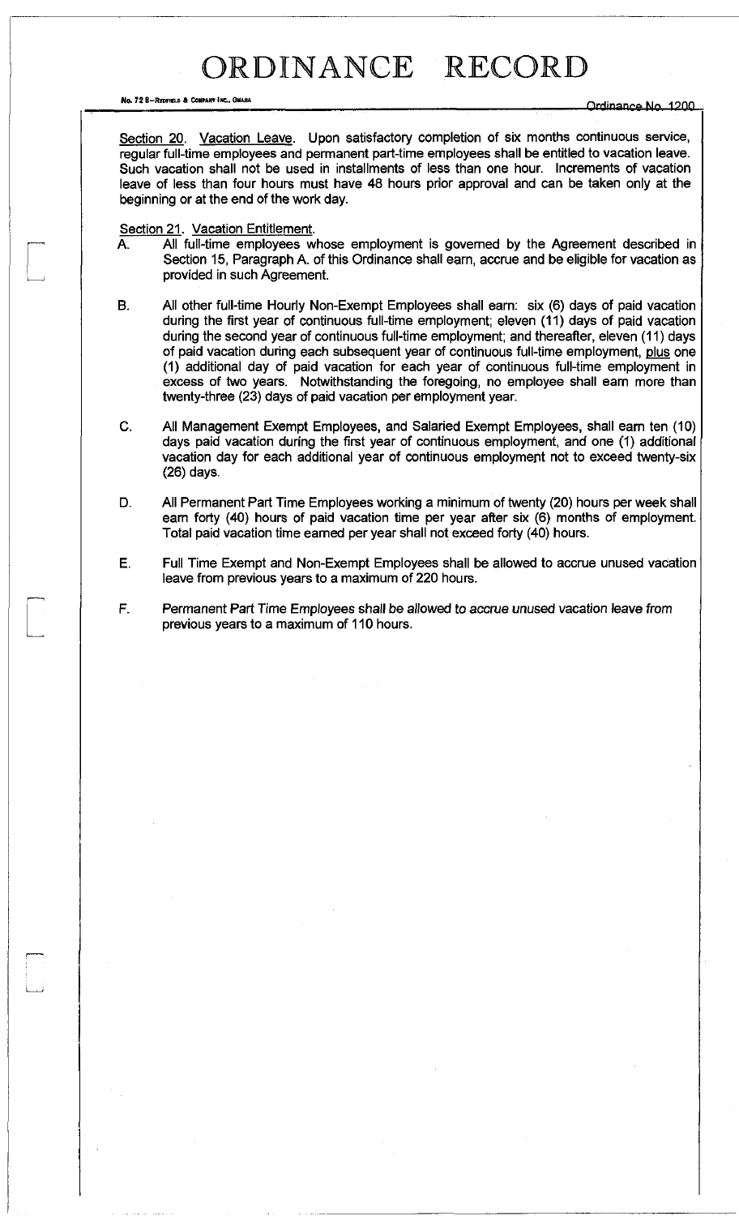Section 20. Vacation Leave. Upon satisfactory completion of six months continuous service, regular full-time employees and permanent part-time employees shall be entitled to vacation leave. Such vacation shall not be used in installments of less than one hour. Increments of vacation leave of less than four hours must have 48 hours prior approval and can be taken only at the beginning or at the end of the work day.

Section 21. Vacation Entitlement.

A. All full-time employees whose employment is governed by the Agreement described in Section 15, Paragraph A. of this Ordinance shall earn, accrue and be eligible for vacation as provided in such Agreement.

B. All other full-time Hourly Non-Exempt Employees shall earn: six (6) days of paid vacation during the first year of continuous full-time employment; eleven (11) days of paid vacation during the second year of continuous full-time employment; and thereafter, eleven (11) days of paid vacation during each subsequent year of continuous full-time employment, plus one (1) additional day of paid vacation for each year of continuous full-time employment in excess of two years. Notwithstanding the foregoing, no employee shall earn more than twenty-three (23) days of paid vacation per employment year.

C. All Management Exempt Employees, and Salaried Exempt Employees, shall earn ten (10) days paid vacation during the first year of continuous employment, and one (1) additional vacation day for each additional year of continuous employment not to exceed twenty-six (26) days.

D. All Permanent Part Time Employees working a minimum of twenty (20) hours per week shall earn forty (40) hours of paid vacation time per year after six (6) months of employment. Total paid vacation time earned per year shall not exceed forty (40) hours.

E. Full Time Exempt and Non-Exempt Employees shall be allowed to accrue unused vacation leave from previous years to a maximum of 220 hours.

F. Permanent Part Time Employees shall be allowed to accrue unused vacation leave from previous years to a maximum of 110 hours.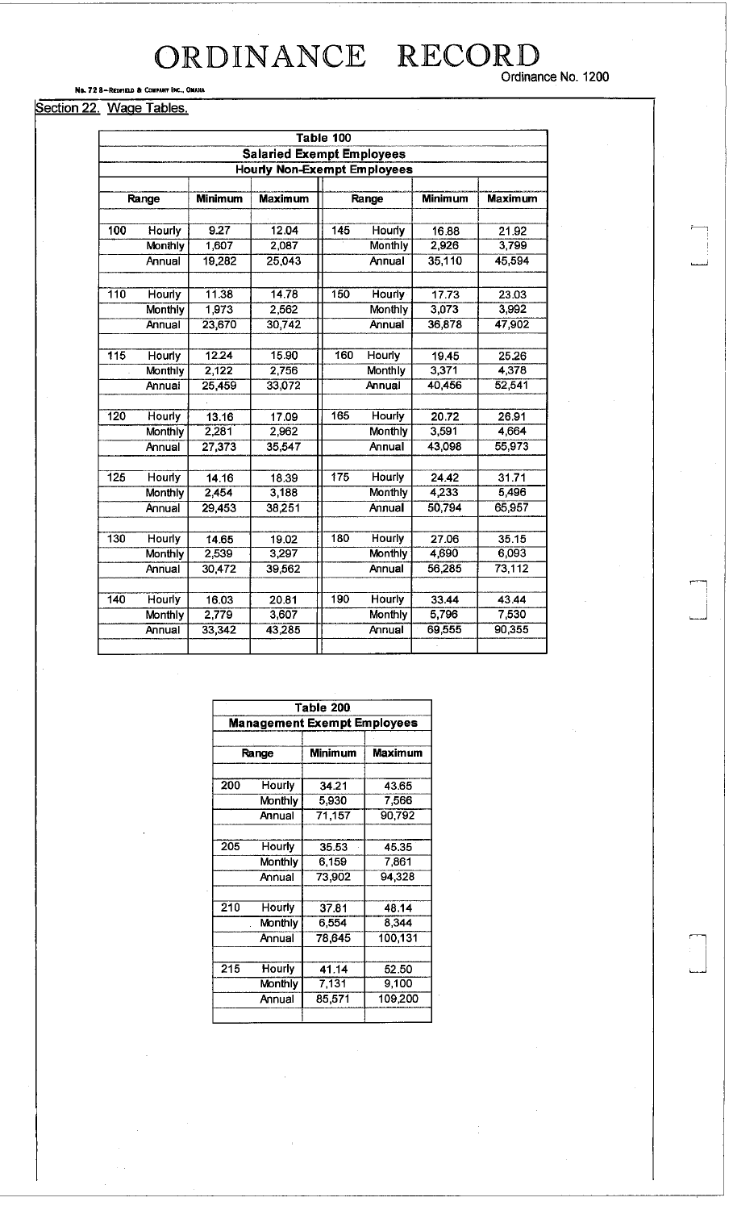# ORDINANCE RECORD

Ordinance No. 1200

## Section 22. Wage Tables.

| Table 100 | | | | | | | | | |
|---|---|---|---|---|---|---|---|---|---|
| **Salaried Exempt Employees** | | | | | | | | | |
| **Hourly Non-Exempt Employees** | | | | | | | | | |
| **Range** | | **Minimum** | **Maximum** | | **Range** | | **Minimum** | **Maximum** |
| 100 | Hourly | 9.27 | 12.04 | | 145 | Hourly | 16.88 | 21.92 |
| | Monthly | 1,607 | 2,087 | | | Monthly | 2,926 | 3,799 |
| | Annual | 19,282 | 25,043 | | | Annual | 35,110 | 45,594 |
| 110 | Hourly | 11.38 | 14.78 | | 150 | Hourly | 17.73 | 23.03 |
| | Monthly | 1,973 | 2,562 | | | Monthly | 3,073 | 3,992 |
| | Annual | 23,670 | 30,742 | | | Annual | 36,878 | 47,902 |
| 115 | Hourly | 12.24 | 15.90 | | 160 | Hourly | 19.45 | 25.26 |
| | Monthly | 2,122 | 2,756 | | | Monthly | 3,371 | 4,378 |
| | Annual | 25,459 | 33,072 | | | Annual | 40,456 | 52,541 |
| 120 | Hourly | 13.16 | 17.09 | | 165 | Hourly | 20.72 | 26.91 |
| | Monthly | 2,281 | 2,962 | | | Monthly | 3,591 | 4,664 |
| | Annual | 27,373 | 35,547 | | | Annual | 43,098 | 55,973 |
| 125 | Hourly | 14.16 | 18.39 | | 175 | Hourly | 24.42 | 31.71 |
| | Monthly | 2,454 | 3,188 | | | Monthly | 4,233 | 5,496 |
| | Annual | 29,453 | 38,251 | | | Annual | 50,794 | 65,957 |
| 130 | Hourly | 14.65 | 19.02 | | 180 | Hourly | 27.06 | 35.15 |
| | Monthly | 2,539 | 3,297 | | | Monthly | 4,690 | 6,093 |
| | Annual | 30,472 | 39,562 | | | Annual | 56,285 | 73,112 |
| 140 | Hourly | 16.03 | 20.81 | | 190 | Hourly | 33.44 | 43.44 |
| | Monthly | 2,779 | 3,607 | | | Monthly | 5,796 | 7,530 |
| | Annual | 33,342 | 43,285 | | | Annual | 69,555 | 90,355 |

| Table 200 | | | |
|---|---|---|---|
| **Management Exempt Employees** | | | |
| **Range** | | **Minimum** | **Maximum** |
| 200 | Hourly | 34.21 | 43.65 |
| | Monthly | 5,930 | 7,566 |
| | Annual | 71,157 | 90,792 |
| 205 | Hourly | 35.53 | 45.35 |
| | Monthly | 6,159 | 7,861 |
| | Annual | 73,902 | 94,328 |
| 210 | Hourly | 37.81 | 48.14 |
| | Monthly | 6,554 | 8,344 |
| | Annual | 78,645 | 100,131 |
| 215 | Hourly | 41.14 | 52.50 |
| | Monthly | 7,131 | 9,100 |
| | Annual | 85,571 | 109,200 |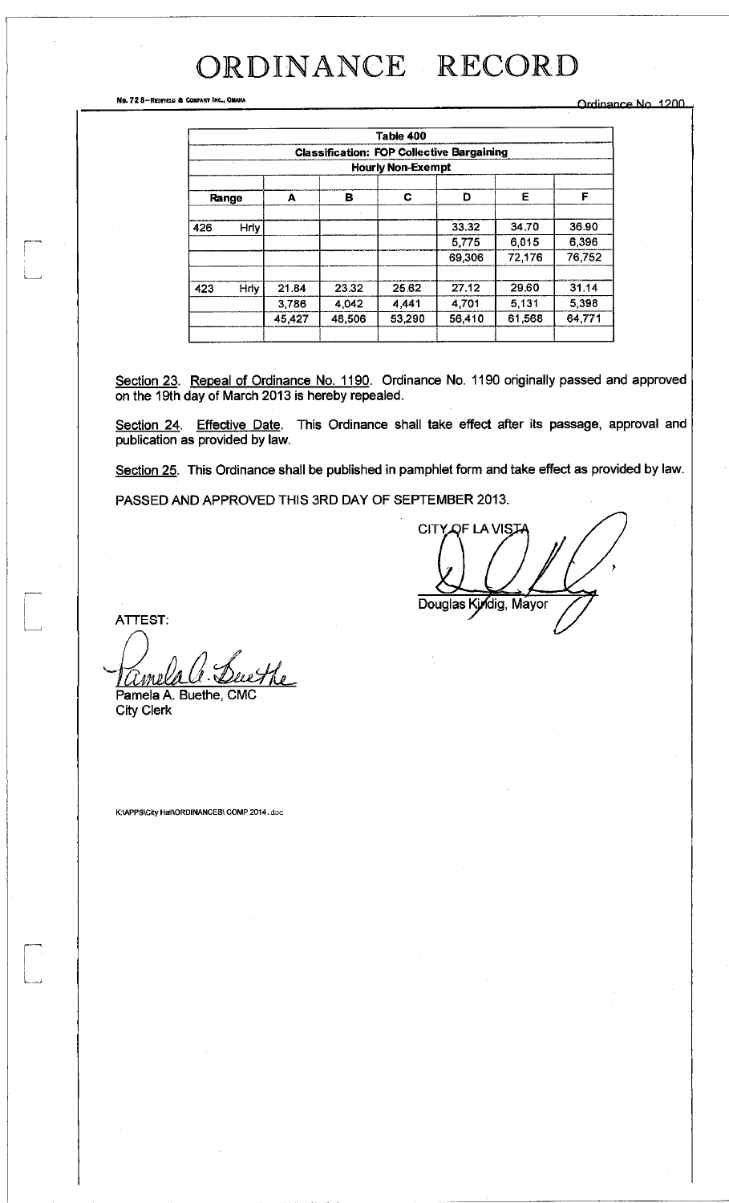# ORDINANCE RECORD

No. 72 8—REDFIELD & COMPANY INC., OMAHA

Ordinance No. 1200

| Table 400 | | | | | | | |
|---|---|---|---|---|---|---|---|
| **Classification: FOP Collective Bargaining** | | | | | | | |
| **Hourly Non-Exempt** | | | | | | | |
| **Range** | | **A** | **B** | **C** | **D** | **E** | **F** |
| 426 | Hrly | | | | 33.32 | 34.70 | 36.90 |
| | | | | | 5,775 | 6,015 | 6,396 |
| | | | | | 69,306 | 72,176 | 76,752 |
| 423 | Hrly | 21.84 | 23.32 | 25.62 | 27.12 | 29.60 | 31.14 |
| | | 3,786 | 4,042 | 4,441 | 4,701 | 5,131 | 5,398 |
| | | 45,427 | 48,506 | 53,290 | 56,410 | 61,568 | 64,771 |

Section 23. Repeal of Ordinance No. 1190. Ordinance No. 1190 originally passed and approved on the 19th day of March 2013 is hereby repealed.

Section 24. Effective Date. This Ordinance shall take effect after its passage, approval and publication as provided by law.

Section 25. This Ordinance shall be published in pamphlet form and take effect as provided by law.

PASSED AND APPROVED THIS 3RD DAY OF SEPTEMBER 2013.

CITY OF LA VISTA

Douglas Kindig, Mayor

ATTEST:

Pamela A. Buethe, CMC
City Clerk

K:\APPS\City Hall\ORDINANCES\ COMP 2014. doc